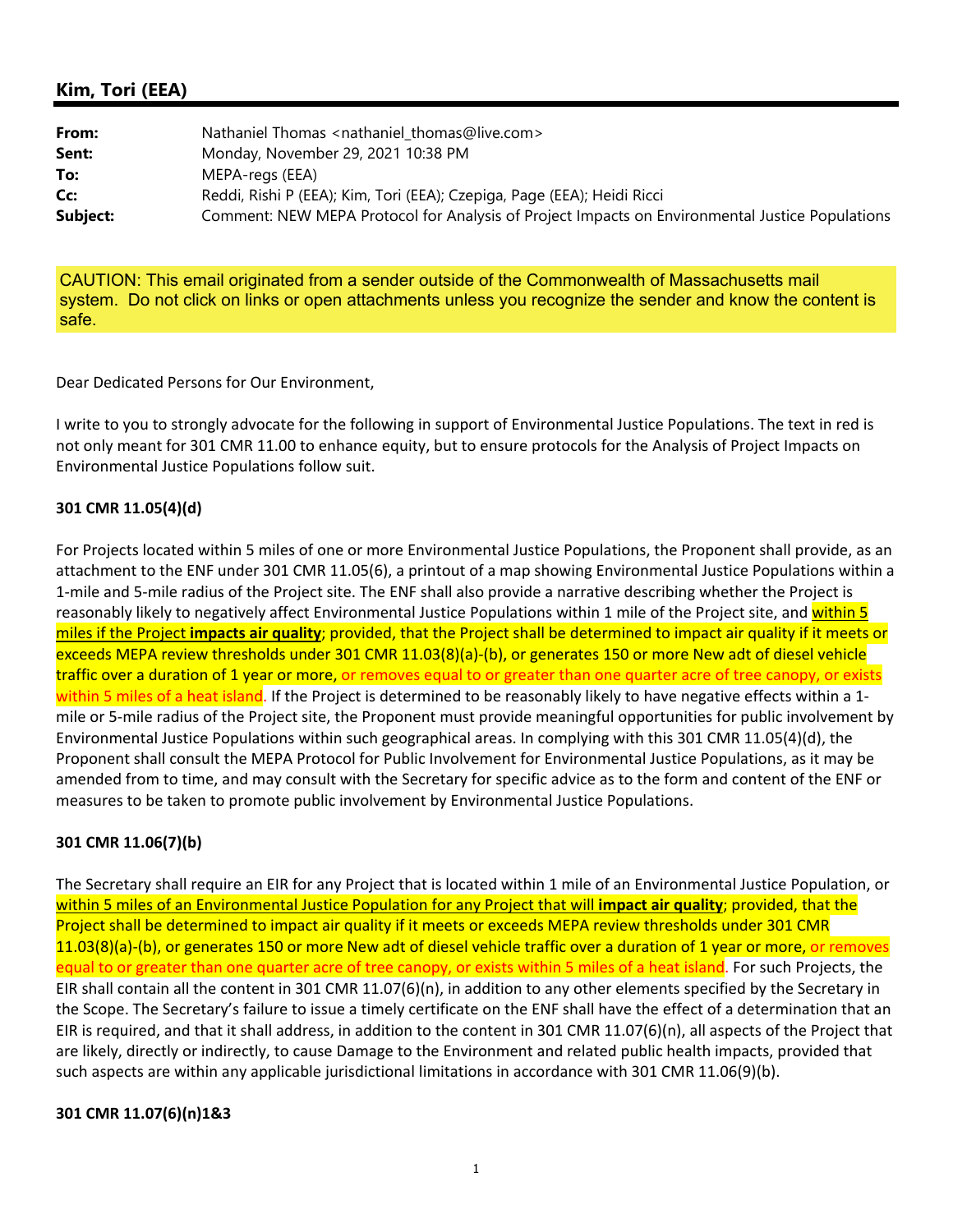## Kim, Tori (EEA)

| | |
|---|---|
| **From:** | Nathaniel Thomas <nathaniel_thomas@live.com> |
| **Sent:** | Monday, November 29, 2021 10:38 PM |
| **To:** | MEPA-regs (EEA) |
| **Cc:** | Reddi, Rishi P (EEA); Kim, Tori (EEA); Czepiga, Page (EEA); Heidi Ricci |
| **Subject:** | Comment: NEW MEPA Protocol for Analysis of Project Impacts on Environmental Justice Populations |

CAUTION: This email originated from a sender outside of the Commonwealth of Massachusetts mail system. Do not click on links or open attachments unless you recognize the sender and know the content is safe.

Dear Dedicated Persons for Our Environment,

I write to you to strongly advocate for the following in support of Environmental Justice Populations. The text in red is not only meant for 301 CMR 11.00 to enhance equity, but to ensure protocols for the Analysis of Project Impacts on Environmental Justice Populations follow suit.

**301 CMR 11.05(4)(d)**

For Projects located within 5 miles of one or more Environmental Justice Populations, the Proponent shall provide, as an attachment to the ENF under 301 CMR 11.05(6), a printout of a map showing Environmental Justice Populations within a 1-mile and 5-mile radius of the Project site. The ENF shall also provide a narrative describing whether the Project is reasonably likely to negatively affect Environmental Justice Populations within 1 mile of the Project site, and within 5 miles if the Project **impacts air quality**; provided, that the Project shall be determined to impact air quality if it meets or exceeds MEPA review thresholds under 301 CMR 11.03(8)(a)-(b), or generates 150 or more New adt of diesel vehicle traffic over a duration of 1 year or more, or removes equal to or greater than one quarter acre of tree canopy, or exists within 5 miles of a heat island. If the Project is determined to be reasonably likely to have negative effects within a 1-mile or 5-mile radius of the Project site, the Proponent must provide meaningful opportunities for public involvement by Environmental Justice Populations within such geographical areas. In complying with this 301 CMR 11.05(4)(d), the Proponent shall consult the MEPA Protocol for Public Involvement for Environmental Justice Populations, as it may be amended from to time, and may consult with the Secretary for specific advice as to the form and content of the ENF or measures to be taken to promote public involvement by Environmental Justice Populations.

**301 CMR 11.06(7)(b)**

The Secretary shall require an EIR for any Project that is located within 1 mile of an Environmental Justice Population, or within 5 miles of an Environmental Justice Population for any Project that will **impact air quality**; provided, that the Project shall be determined to impact air quality if it meets or exceeds MEPA review thresholds under 301 CMR 11.03(8)(a)-(b), or generates 150 or more New adt of diesel vehicle traffic over a duration of 1 year or more, or removes equal to or greater than one quarter acre of tree canopy, or exists within 5 miles of a heat island. For such Projects, the EIR shall contain all the content in 301 CMR 11.07(6)(n), in addition to any other elements specified by the Secretary in the Scope. The Secretary's failure to issue a timely certificate on the ENF shall have the effect of a determination that an EIR is required, and that it shall address, in addition to the content in 301 CMR 11.07(6)(n), all aspects of the Project that are likely, directly or indirectly, to cause Damage to the Environment and related public health impacts, provided that such aspects are within any applicable jurisdictional limitations in accordance with 301 CMR 11.06(9)(b).

**301 CMR 11.07(6)(n)1&3**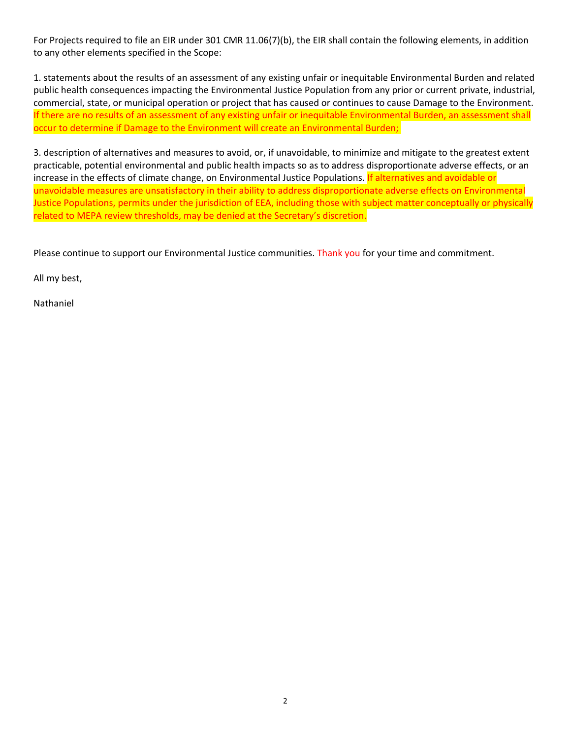For Projects required to file an EIR under 301 CMR 11.06(7)(b), the EIR shall contain the following elements, in addition to any other elements specified in the Scope:

1. statements about the results of an assessment of any existing unfair or inequitable Environmental Burden and related public health consequences impacting the Environmental Justice Population from any prior or current private, industrial, commercial, state, or municipal operation or project that has caused or continues to cause Damage to the Environment. If there are no results of an assessment of any existing unfair or inequitable Environmental Burden, an assessment shall occur to determine if Damage to the Environment will create an Environmental Burden;

3. description of alternatives and measures to avoid, or, if unavoidable, to minimize and mitigate to the greatest extent practicable, potential environmental and public health impacts so as to address disproportionate adverse effects, or an increase in the effects of climate change, on Environmental Justice Populations. If alternatives and avoidable or unavoidable measures are unsatisfactory in their ability to address disproportionate adverse effects on Environmental Justice Populations, permits under the jurisdiction of EEA, including those with subject matter conceptually or physically related to MEPA review thresholds, may be denied at the Secretary's discretion.

Please continue to support our Environmental Justice communities. Thank you for your time and commitment.

All my best,

Nathaniel